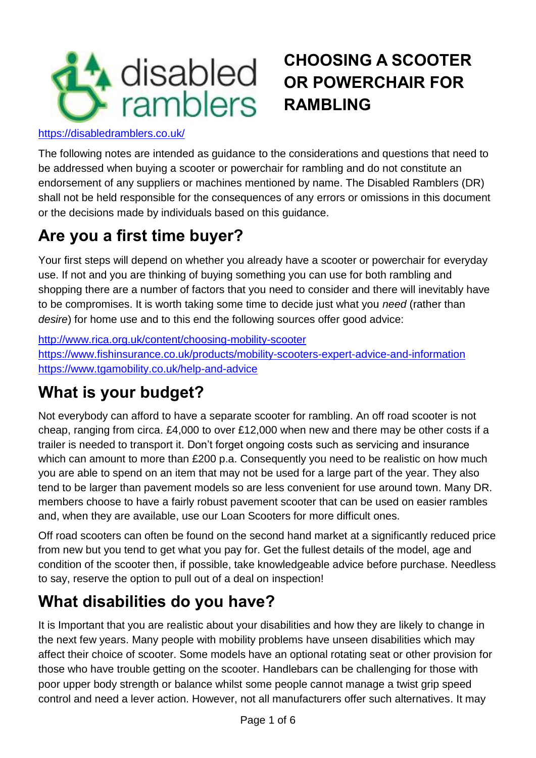# CHOOSING A SCOOTER OR POWERCHAIR FOR RAMBLING

https://disabledramblers.co.uk/

The following notes are intended as guidance to the considerations and questions that need to be addressed when buying a scooter or powerchair for rambling and do not constitute an endorsement of any suppliers or machines mentioned by name. The Disabled Ramblers (DR) shall not be held responsible for the consequences of any errors or omissions in this document or the decisions made by individuals based on this guidance.

## Are you a first time buyer?

Your first steps will depend on whether you already have a scooter or powerchair for everyday use. If not and you are thinking of buying something you can use for both rambling and shopping there are a number of factors that you need to consider and there will inevitably have to be compromises. It is worth taking some time to decide just what you *need* (rather than *desire*) for home use and to this end the following sources offer good advice:

http://www.rica.org.uk/content/choosing-mobility-scooter
https://www.fishinsurance.co.uk/products/mobility-scooters-expert-advice-and-information
https://www.tgamobility.co.uk/help-and-advice

## What is your budget?

Not everybody can afford to have a separate scooter for rambling. An off road scooter is not cheap, ranging from circa. £4,000 to over £12,000 when new and there may be other costs if a trailer is needed to transport it. Don't forget ongoing costs such as servicing and insurance which can amount to more than £200 p.a. Consequently you need to be realistic on how much you are able to spend on an item that may not be used for a large part of the year. They also tend to be larger than pavement models so are less convenient for use around town. Many DR. members choose to have a fairly robust pavement scooter that can be used on easier rambles and, when they are available, use our Loan Scooters for more difficult ones.

Off road scooters can often be found on the second hand market at a significantly reduced price from new but you tend to get what you pay for. Get the fullest details of the model, age and condition of the scooter then, if possible, take knowledgeable advice before purchase. Needless to say, reserve the option to pull out of a deal on inspection!

## What disabilities do you have?

It is Important that you are realistic about your disabilities and how they are likely to change in the next few years. Many people with mobility problems have unseen disabilities which may affect their choice of scooter. Some models have an optional rotating seat or other provision for those who have trouble getting on the scooter. Handlebars can be challenging for those with poor upper body strength or balance whilst some people cannot manage a twist grip speed control and need a lever action. However, not all manufacturers offer such alternatives. It may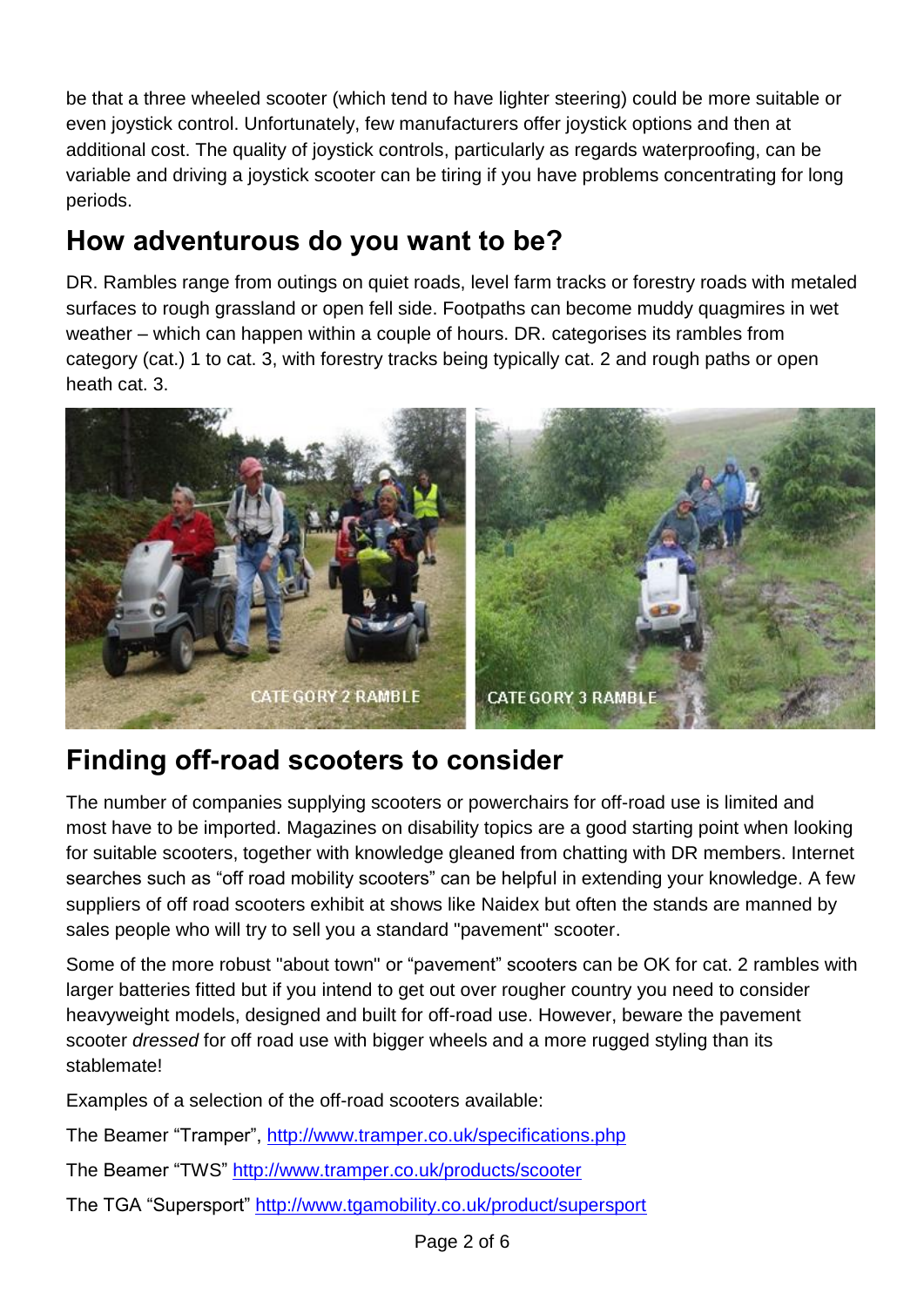be that a three wheeled scooter (which tend to have lighter steering) could be more suitable or even joystick control. Unfortunately, few manufacturers offer joystick options and then at additional cost. The quality of joystick controls, particularly as regards waterproofing, can be variable and driving a joystick scooter can be tiring if you have problems concentrating for long periods.

## How adventurous do you want to be?

DR. Rambles range from outings on quiet roads, level farm tracks or forestry roads with metaled surfaces to rough grassland or open fell side. Footpaths can become muddy quagmires in wet weather – which can happen within a couple of hours. DR. categorises its rambles from category (cat.) 1 to cat. 3, with forestry tracks being typically cat. 2 and rough paths or open heath cat. 3.

CATEGORY 2 RAMBLE

CATEGORY 3 RAMBLE

## Finding off-road scooters to consider

The number of companies supplying scooters or powerchairs for off-road use is limited and most have to be imported. Magazines on disability topics are a good starting point when looking for suitable scooters, together with knowledge gleaned from chatting with DR members. Internet searches such as "off road mobility scooters" can be helpful in extending your knowledge. A few suppliers of off road scooters exhibit at shows like Naidex but often the stands are manned by sales people who will try to sell you a standard "pavement" scooter.

Some of the more robust "about town" or "pavement" scooters can be OK for cat. 2 rambles with larger batteries fitted but if you intend to get out over rougher country you need to consider heavyweight models, designed and built for off-road use. However, beware the pavement scooter *dressed* for off road use with bigger wheels and a more rugged styling than its stablemate!

Examples of a selection of the off-road scooters available:

The Beamer "Tramper", http://www.tramper.co.uk/specifications.php

The Beamer "TWS" http://www.tramper.co.uk/products/scooter

The TGA "Supersport" http://www.tgamobility.co.uk/product/supersport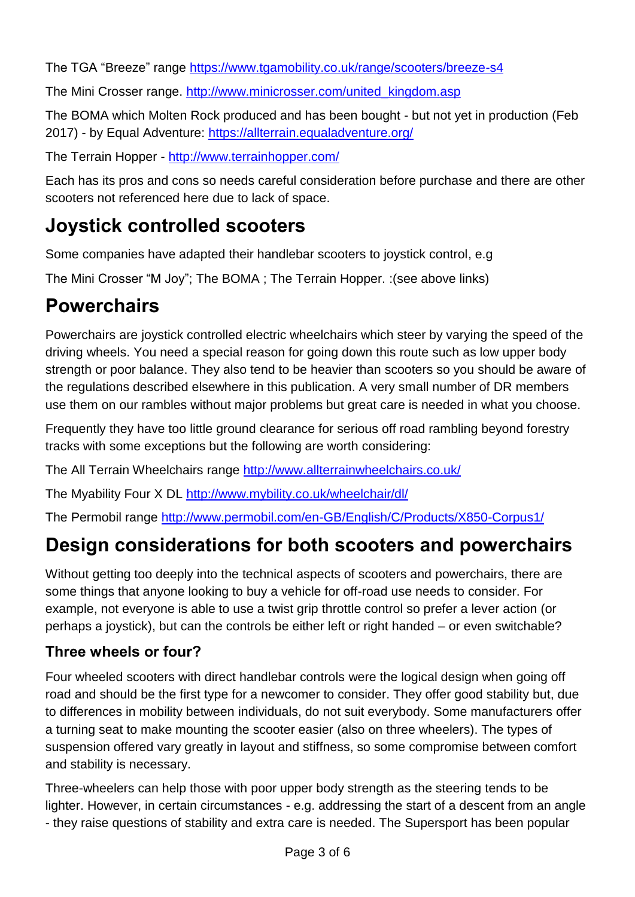The TGA “Breeze” range https://www.tgamobility.co.uk/range/scooters/breeze-s4

The Mini Crosser range. http://www.minicrosser.com/united_kingdom.asp

The BOMA which Molten Rock produced and has been bought - but not yet in production (Feb 2017) - by Equal Adventure: https://allterrain.equaladventure.org/

The Terrain Hopper - http://www.terrainhopper.com/

Each has its pros and cons so needs careful consideration before purchase and there are other scooters not referenced here due to lack of space.

# Joystick controlled scooters

Some companies have adapted their handlebar scooters to joystick control, e.g

The Mini Crosser “M Joy”; The BOMA ; The Terrain Hopper. :(see above links)

# Powerchairs

Powerchairs are joystick controlled electric wheelchairs which steer by varying the speed of the driving wheels. You need a special reason for going down this route such as low upper body strength or poor balance. They also tend to be heavier than scooters so you should be aware of the regulations described elsewhere in this publication. A very small number of DR members use them on our rambles without major problems but great care is needed in what you choose.

Frequently they have too little ground clearance for serious off road rambling beyond forestry tracks with some exceptions but the following are worth considering:

The All Terrain Wheelchairs range http://www.allterrainwheelchairs.co.uk/

The Myability Four X DL http://www.mybility.co.uk/wheelchair/dl/

The Permobil range http://www.permobil.com/en-GB/English/C/Products/X850-Corpus1/

# Design considerations for both scooters and powerchairs

Without getting too deeply into the technical aspects of scooters and powerchairs, there are some things that anyone looking to buy a vehicle for off-road use needs to consider. For example, not everyone is able to use a twist grip throttle control so prefer a lever action (or perhaps a joystick), but can the controls be either left or right handed – or even switchable?

### Three wheels or four?

Four wheeled scooters with direct handlebar controls were the logical design when going off road and should be the first type for a newcomer to consider. They offer good stability but, due to differences in mobility between individuals, do not suit everybody. Some manufacturers offer a turning seat to make mounting the scooter easier (also on three wheelers). The types of suspension offered vary greatly in layout and stiffness, so some compromise between comfort and stability is necessary.

Three-wheelers can help those with poor upper body strength as the steering tends to be lighter. However, in certain circumstances - e.g. addressing the start of a descent from an angle - they raise questions of stability and extra care is needed. The Supersport has been popular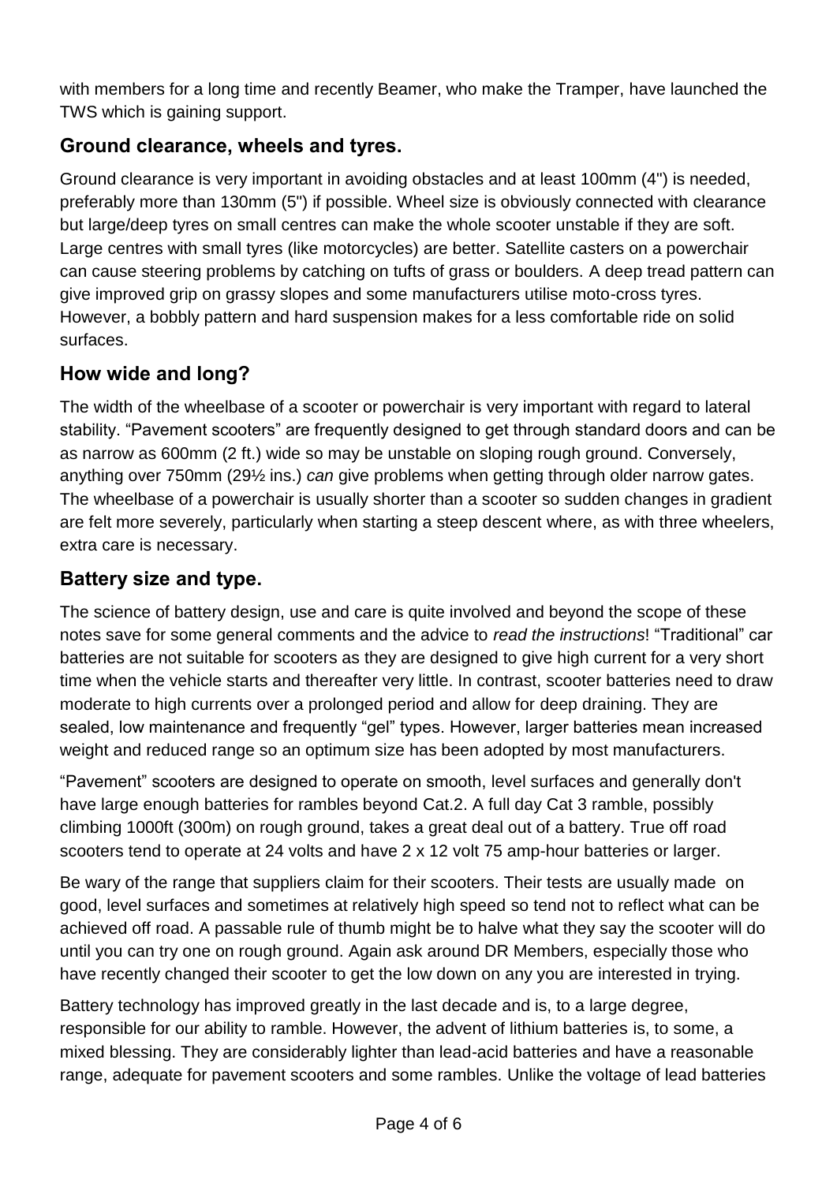with members for a long time and recently Beamer, who make the Tramper, have launched the TWS which is gaining support.

## Ground clearance, wheels and tyres.

Ground clearance is very important in avoiding obstacles and at least 100mm (4") is needed, preferably more than 130mm (5") if possible. Wheel size is obviously connected with clearance but large/deep tyres on small centres can make the whole scooter unstable if they are soft. Large centres with small tyres (like motorcycles) are better. Satellite casters on a powerchair can cause steering problems by catching on tufts of grass or boulders. A deep tread pattern can give improved grip on grassy slopes and some manufacturers utilise moto-cross tyres. However, a bobbly pattern and hard suspension makes for a less comfortable ride on solid surfaces.

## How wide and long?

The width of the wheelbase of a scooter or powerchair is very important with regard to lateral stability. "Pavement scooters" are frequently designed to get through standard doors and can be as narrow as 600mm (2 ft.) wide so may be unstable on sloping rough ground. Conversely, anything over 750mm (29½ ins.) *can* give problems when getting through older narrow gates. The wheelbase of a powerchair is usually shorter than a scooter so sudden changes in gradient are felt more severely, particularly when starting a steep descent where, as with three wheelers, extra care is necessary.

## Battery size and type.

The science of battery design, use and care is quite involved and beyond the scope of these notes save for some general comments and the advice to *read the instructions*! "Traditional" car batteries are not suitable for scooters as they are designed to give high current for a very short time when the vehicle starts and thereafter very little. In contrast, scooter batteries need to draw moderate to high currents over a prolonged period and allow for deep draining. They are sealed, low maintenance and frequently "gel" types. However, larger batteries mean increased weight and reduced range so an optimum size has been adopted by most manufacturers.

"Pavement" scooters are designed to operate on smooth, level surfaces and generally don't have large enough batteries for rambles beyond Cat.2. A full day Cat 3 ramble, possibly climbing 1000ft (300m) on rough ground, takes a great deal out of a battery. True off road scooters tend to operate at 24 volts and have 2 x 12 volt 75 amp-hour batteries or larger.

Be wary of the range that suppliers claim for their scooters. Their tests are usually made on good, level surfaces and sometimes at relatively high speed so tend not to reflect what can be achieved off road. A passable rule of thumb might be to halve what they say the scooter will do until you can try one on rough ground. Again ask around DR Members, especially those who have recently changed their scooter to get the low down on any you are interested in trying.

Battery technology has improved greatly in the last decade and is, to a large degree, responsible for our ability to ramble. However, the advent of lithium batteries is, to some, a mixed blessing. They are considerably lighter than lead-acid batteries and have a reasonable range, adequate for pavement scooters and some rambles. Unlike the voltage of lead batteries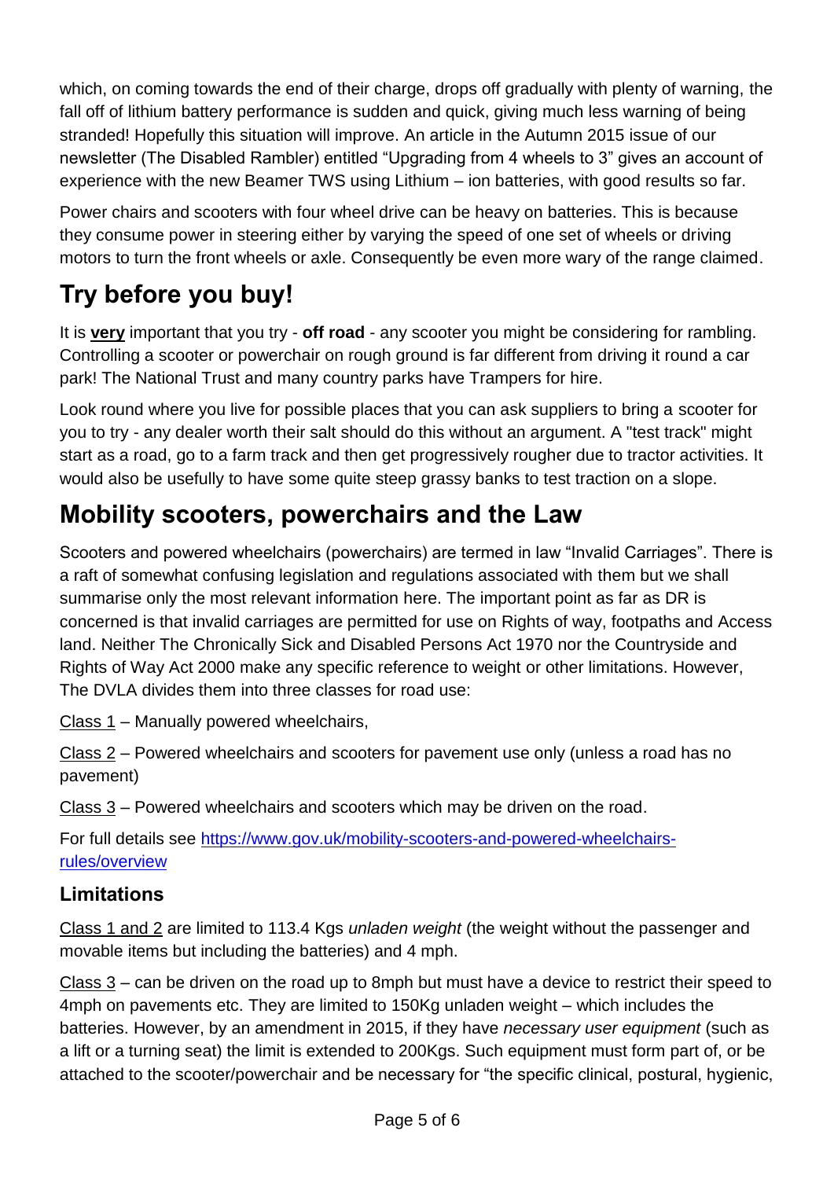which, on coming towards the end of their charge, drops off gradually with plenty of warning, the fall off of lithium battery performance is sudden and quick, giving much less warning of being stranded! Hopefully this situation will improve. An article in the Autumn 2015 issue of our newsletter (The Disabled Rambler) entitled "Upgrading from 4 wheels to 3" gives an account of experience with the new Beamer TWS using Lithium – ion batteries, with good results so far.

Power chairs and scooters with four wheel drive can be heavy on batteries. This is because they consume power in steering either by varying the speed of one set of wheels or driving motors to turn the front wheels or axle. Consequently be even more wary of the range claimed.

# Try before you buy!

It is **very** important that you try - **off road** - any scooter you might be considering for rambling. Controlling a scooter or powerchair on rough ground is far different from driving it round a car park! The National Trust and many country parks have Trampers for hire.

Look round where you live for possible places that you can ask suppliers to bring a scooter for you to try - any dealer worth their salt should do this without an argument. A "test track" might start as a road, go to a farm track and then get progressively rougher due to tractor activities. It would also be usefully to have some quite steep grassy banks to test traction on a slope.

# Mobility scooters, powerchairs and the Law

Scooters and powered wheelchairs (powerchairs) are termed in law "Invalid Carriages". There is a raft of somewhat confusing legislation and regulations associated with them but we shall summarise only the most relevant information here. The important point as far as DR is concerned is that invalid carriages are permitted for use on Rights of way, footpaths and Access land. Neither The Chronically Sick and Disabled Persons Act 1970 nor the Countryside and Rights of Way Act 2000 make any specific reference to weight or other limitations. However, The DVLA divides them into three classes for road use:

Class 1 – Manually powered wheelchairs,

Class 2 – Powered wheelchairs and scooters for pavement use only (unless a road has no pavement)

Class 3 – Powered wheelchairs and scooters which may be driven on the road.

For full details see [https://www.gov.uk/mobility-scooters-and-powered-wheelchairs-rules/overview](https://www.gov.uk/mobility-scooters-and-powered-wheelchairs-rules/overview)

## Limitations

Class 1 and 2 are limited to 113.4 Kgs *unladen weight* (the weight without the passenger and movable items but including the batteries) and 4 mph.

Class 3 – can be driven on the road up to 8mph but must have a device to restrict their speed to 4mph on pavements etc. They are limited to 150Kg unladen weight – which includes the batteries. However, by an amendment in 2015, if they have *necessary user equipment* (such as a lift or a turning seat) the limit is extended to 200Kgs. Such equipment must form part of, or be attached to the scooter/powerchair and be necessary for "the specific clinical, postural, hygienic,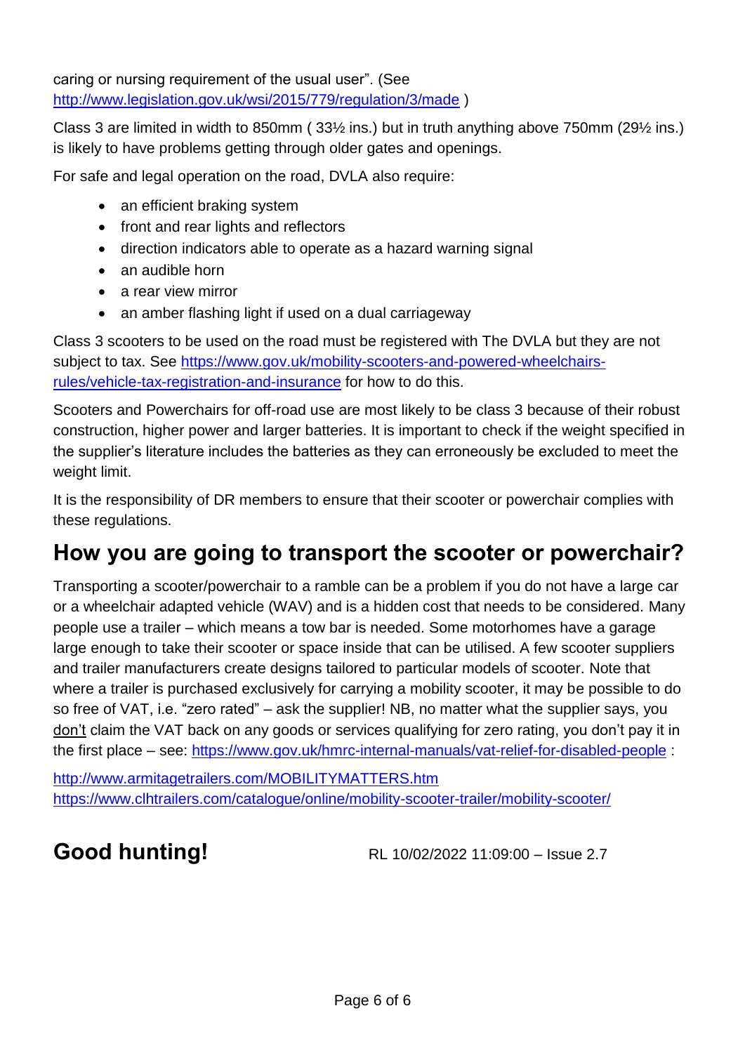caring or nursing requirement of the usual user". (See http://www.legislation.gov.uk/wsi/2015/779/regulation/3/made )

Class 3 are limited in width to 850mm ( 33½ ins.) but in truth anything above 750mm (29½ ins.) is likely to have problems getting through older gates and openings.

For safe and legal operation on the road, DVLA also require:

- an efficient braking system
- front and rear lights and reflectors
- direction indicators able to operate as a hazard warning signal
- an audible horn
- a rear view mirror
- an amber flashing light if used on a dual carriageway

Class 3 scooters to be used on the road must be registered with The DVLA but they are not subject to tax. See https://www.gov.uk/mobility-scooters-and-powered-wheelchairs-rules/vehicle-tax-registration-and-insurance for how to do this.

Scooters and Powerchairs for off-road use are most likely to be class 3 because of their robust construction, higher power and larger batteries. It is important to check if the weight specified in the supplier's literature includes the batteries as they can erroneously be excluded to meet the weight limit.

It is the responsibility of DR members to ensure that their scooter or powerchair complies with these regulations.

## How you are going to transport the scooter or powerchair?

Transporting a scooter/powerchair to a ramble can be a problem if you do not have a large car or a wheelchair adapted vehicle (WAV) and is a hidden cost that needs to be considered. Many people use a trailer – which means a tow bar is needed. Some motorhomes have a garage large enough to take their scooter or space inside that can be utilised. A few scooter suppliers and trailer manufacturers create designs tailored to particular models of scooter. Note that where a trailer is purchased exclusively for carrying a mobility scooter, it may be possible to do so free of VAT, i.e. "zero rated" – ask the supplier! NB, no matter what the supplier says, you don't claim the VAT back on any goods or services qualifying for zero rating, you don't pay it in the first place – see: https://www.gov.uk/hmrc-internal-manuals/vat-relief-for-disabled-people :

http://www.armitagetrailers.com/MOBILITYMATTERS.htm
https://www.clhtrailers.com/catalogue/online/mobility-scooter-trailer/mobility-scooter/

## Good hunting!

RL 10/02/2022 11:09:00 – Issue 2.7